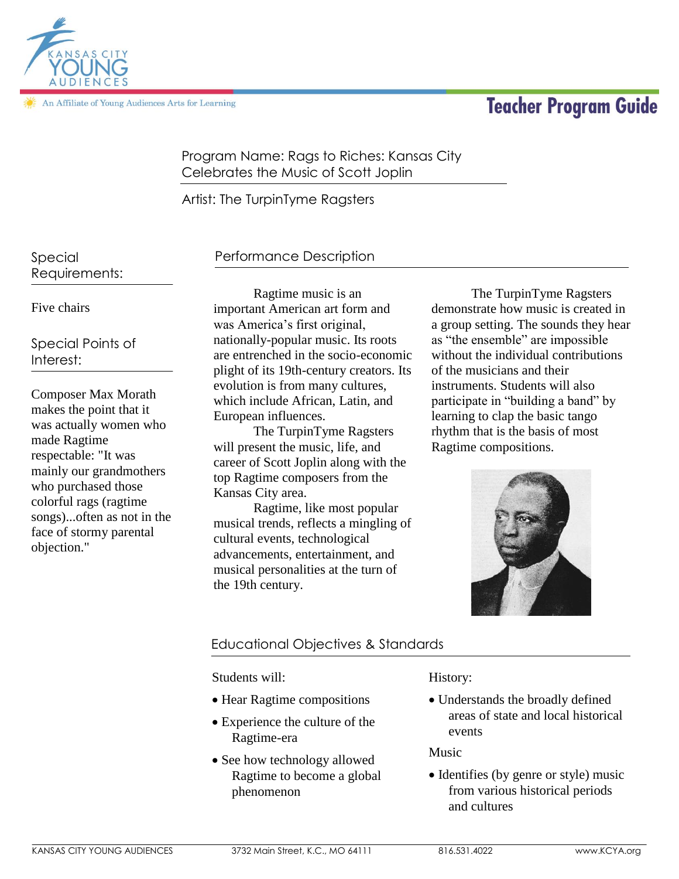# Teacher Program Guide

Kansas City Young Audiences — An Affiliate of Young Audiences Arts for Learning

Program Name: Rags to Riches: Kansas City Celebrates the Music of Scott Joplin

Artist: The TurpinTyme Ragsters

## Special Requirements:

Five chairs

## Special Points of Interest:

Composer Max Morath makes the point that it was actually women who made Ragtime respectable: "It was mainly our grandmothers who purchased those colorful rags (ragtime songs)...often as not in the face of stormy parental objection."

## Performance Description

Ragtime music is an important American art form and was America's first original, nationally-popular music. Its roots are entrenched in the socio-economic plight of its 19th-century creators. Its evolution is from many cultures, which include African, Latin, and European influences.

The TurpinTyme Ragsters will present the music, life, and career of Scott Joplin along with the top Ragtime composers from the Kansas City area.

Ragtime, like most popular musical trends, reflects a mingling of cultural events, technological advancements, entertainment, and musical personalities at the turn of the 19th century.

The TurpinTyme Ragsters demonstrate how music is created in a group setting. The sounds they hear as "the ensemble" are impossible without the individual contributions of the musicians and their instruments. Students will also participate in "building a band" by learning to clap the basic tango rhythm that is the basis of most Ragtime compositions.

## Educational Objectives & Standards

Students will:

- Hear Ragtime compositions
- Experience the culture of the Ragtime-era
- See how technology allowed Ragtime to become a global phenomenon

History:

- Understands the broadly defined areas of state and local historical events

Music

- Identifies (by genre or style) music from various historical periods and cultures

KANSAS CITY YOUNG AUDIENCES | 3732 Main Street, K.C., MO 64111 | 816.531.4022 | www.KCYA.org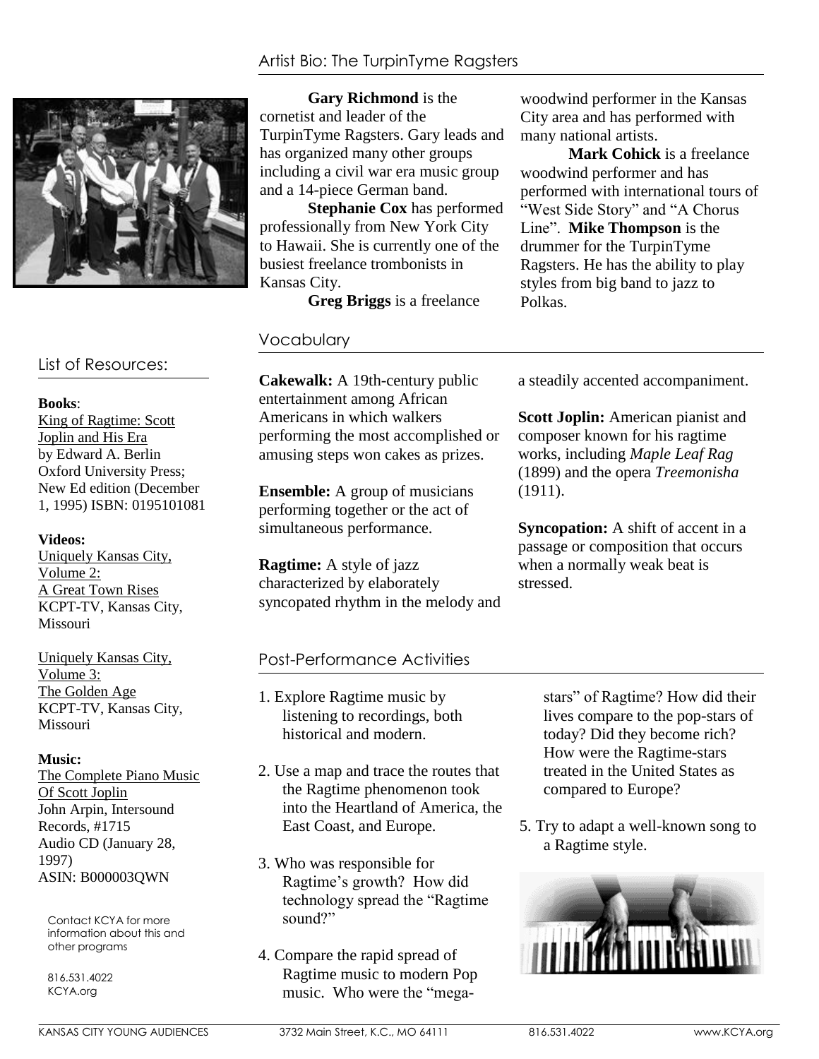## Artist Bio: The TurpinTyme Ragsters

**Gary Richmond** is the cornetist and leader of the TurpinTyme Ragsters. Gary leads and has organized many other groups including a civil war era music group and a 14-piece German band.

**Stephanie Cox** has performed professionally from New York City to Hawaii. She is currently one of the busiest freelance trombonists in Kansas City.

**Greg Briggs** is a freelance woodwind performer in the Kansas City area and has performed with many national artists.

**Mark Cohick** is a freelance woodwind performer and has performed with international tours of "West Side Story" and "A Chorus Line". **Mike Thompson** is the drummer for the TurpinTyme Ragsters. He has the ability to play styles from big band to jazz to Polkas.

## List of Resources:

**Books**:

King of Ragtime: Scott Joplin and His Era
by Edward A. Berlin
Oxford University Press; New Ed edition (December 1, 1995) ISBN: 0195101081

**Videos:**

Uniquely Kansas City, Volume 2: A Great Town Rises
KCPT-TV, Kansas City, Missouri

Uniquely Kansas City, Volume 3: The Golden Age
KCPT-TV, Kansas City, Missouri

**Music:**

The Complete Piano Music Of Scott Joplin
John Arpin, Intersound Records, #1715
Audio CD (January 28, 1997)
ASIN: B000003QWN

Contact KCYA for more information about this and other programs

816.531.4022
KCYA.org

## Vocabulary

**Cakewalk:** A 19th-century public entertainment among African Americans in which walkers performing the most accomplished or amusing steps won cakes as prizes.

**Ensemble:** A group of musicians performing together or the act of simultaneous performance.

**Ragtime:** A style of jazz characterized by elaborately syncopated rhythm in the melody and a steadily accented accompaniment.

**Scott Joplin:** American pianist and composer known for his ragtime works, including *Maple Leaf Rag* (1899) and the opera *Treemonisha* (1911).

**Syncopation:** A shift of accent in a passage or composition that occurs when a normally weak beat is stressed.

## Post-Performance Activities

1. Explore Ragtime music by listening to recordings, both historical and modern.
2. Use a map and trace the routes that the Ragtime phenomenon took into the Heartland of America, the East Coast, and Europe.
3. Who was responsible for Ragtime's growth? How did technology spread the "Ragtime sound?"
4. Compare the rapid spread of Ragtime music to modern Pop music. Who were the "mega-stars" of Ragtime? How did their lives compare to the pop-stars of today? Did they become rich? How were the Ragtime-stars treated in the United States as compared to Europe?
5. Try to adapt a well-known song to a Ragtime style.